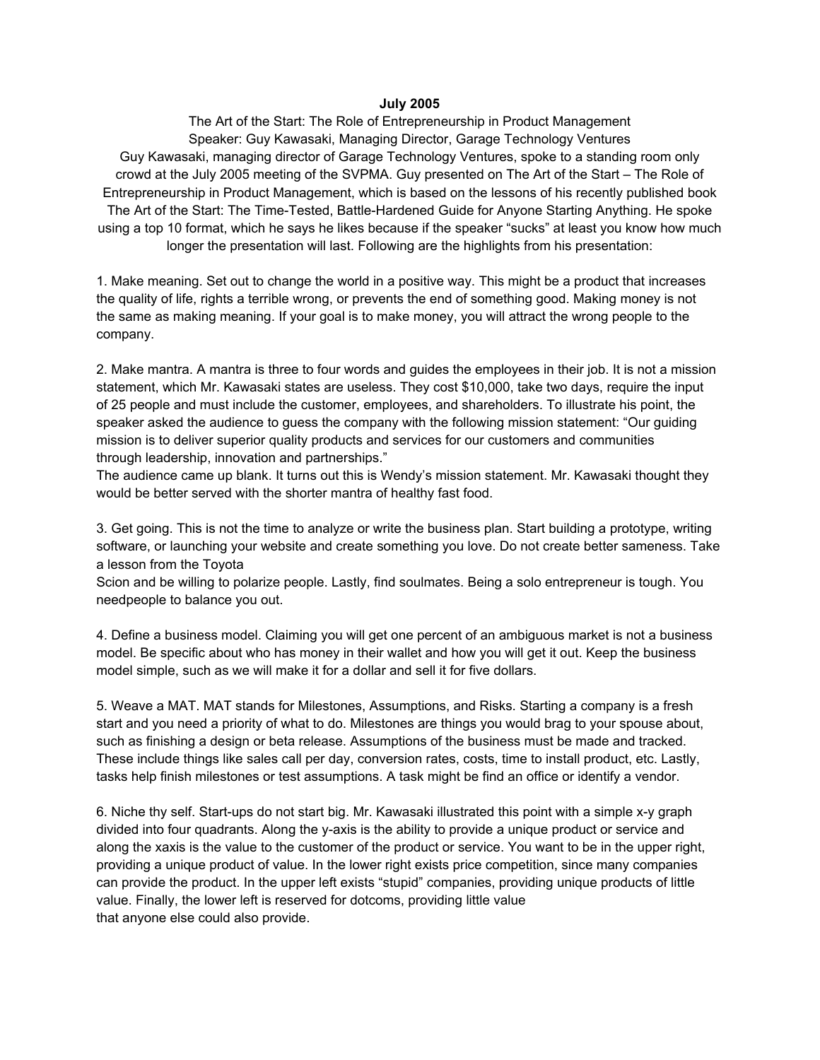**July 2005**

The Art of the Start: The Role of Entrepreneurship in Product Management
Speaker: Guy Kawasaki, Managing Director, Garage Technology Ventures
Guy Kawasaki, managing director of Garage Technology Ventures, spoke to a standing room only crowd at the July 2005 meeting of the SVPMA. Guy presented on The Art of the Start – The Role of Entrepreneurship in Product Management, which is based on the lessons of his recently published book The Art of the Start: The Time-Tested, Battle-Hardened Guide for Anyone Starting Anything. He spoke using a top 10 format, which he says he likes because if the speaker "sucks" at least you know how much longer the presentation will last. Following are the highlights from his presentation:

1. Make meaning. Set out to change the world in a positive way. This might be a product that increases the quality of life, rights a terrible wrong, or prevents the end of something good. Making money is not the same as making meaning. If your goal is to make money, you will attract the wrong people to the company.

2. Make mantra. A mantra is three to four words and guides the employees in their job. It is not a mission statement, which Mr. Kawasaki states are useless. They cost $10,000, take two days, require the input of 25 people and must include the customer, employees, and shareholders. To illustrate his point, the speaker asked the audience to guess the company with the following mission statement: "Our guiding mission is to deliver superior quality products and services for our customers and communities through leadership, innovation and partnerships."
The audience came up blank. It turns out this is Wendy's mission statement. Mr. Kawasaki thought they would be better served with the shorter mantra of healthy fast food.

3. Get going. This is not the time to analyze or write the business plan. Start building a prototype, writing software, or launching your website and create something you love. Do not create better sameness. Take a lesson from the Toyota
Scion and be willing to polarize people. Lastly, find soulmates. Being a solo entrepreneur is tough. You needpeople to balance you out.

4. Define a business model. Claiming you will get one percent of an ambiguous market is not a business model. Be specific about who has money in their wallet and how you will get it out. Keep the business model simple, such as we will make it for a dollar and sell it for five dollars.

5. Weave a MAT. MAT stands for Milestones, Assumptions, and Risks. Starting a company is a fresh start and you need a priority of what to do. Milestones are things you would brag to your spouse about, such as finishing a design or beta release. Assumptions of the business must be made and tracked. These include things like sales call per day, conversion rates, costs, time to install product, etc. Lastly, tasks help finish milestones or test assumptions. A task might be find an office or identify a vendor.

6. Niche thy self. Start-ups do not start big. Mr. Kawasaki illustrated this point with a simple x-y graph divided into four quadrants. Along the y-axis is the ability to provide a unique product or service and along the xaxis is the value to the customer of the product or service. You want to be in the upper right, providing a unique product of value. In the lower right exists price competition, since many companies can provide the product. In the upper left exists "stupid" companies, providing unique products of little value. Finally, the lower left is reserved for dotcoms, providing little value
that anyone else could also provide.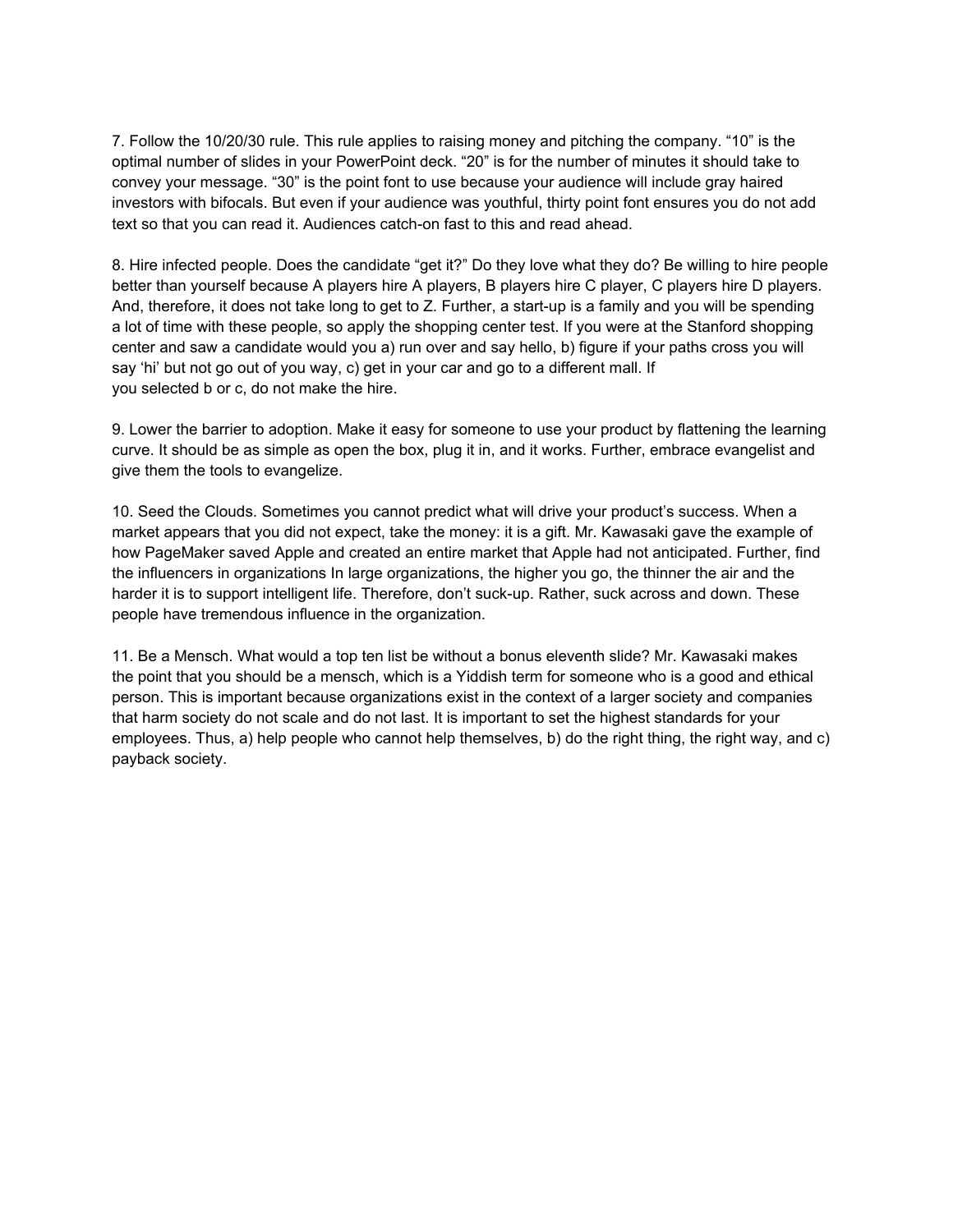7. Follow the 10/20/30 rule. This rule applies to raising money and pitching the company. "10" is the optimal number of slides in your PowerPoint deck. "20" is for the number of minutes it should take to convey your message. "30" is the point font to use because your audience will include gray haired investors with bifocals. But even if your audience was youthful, thirty point font ensures you do not add text so that you can read it. Audiences catch-on fast to this and read ahead.

8. Hire infected people. Does the candidate "get it?" Do they love what they do? Be willing to hire people better than yourself because A players hire A players, B players hire C player, C players hire D players. And, therefore, it does not take long to get to Z. Further, a start-up is a family and you will be spending a lot of time with these people, so apply the shopping center test. If you were at the Stanford shopping center and saw a candidate would you a) run over and say hello, b) figure if your paths cross you will say 'hi' but not go out of you way, c) get in your car and go to a different mall. If you selected b or c, do not make the hire.

9. Lower the barrier to adoption. Make it easy for someone to use your product by flattening the learning curve. It should be as simple as open the box, plug it in, and it works. Further, embrace evangelist and give them the tools to evangelize.

10. Seed the Clouds. Sometimes you cannot predict what will drive your product's success. When a market appears that you did not expect, take the money: it is a gift. Mr. Kawasaki gave the example of how PageMaker saved Apple and created an entire market that Apple had not anticipated. Further, find the influencers in organizations In large organizations, the higher you go, the thinner the air and the harder it is to support intelligent life. Therefore, don't suck-up. Rather, suck across and down. These people have tremendous influence in the organization.

11. Be a Mensch. What would a top ten list be without a bonus eleventh slide? Mr. Kawasaki makes the point that you should be a mensch, which is a Yiddish term for someone who is a good and ethical person. This is important because organizations exist in the context of a larger society and companies that harm society do not scale and do not last. It is important to set the highest standards for your employees. Thus, a) help people who cannot help themselves, b) do the right thing, the right way, and c) payback society.